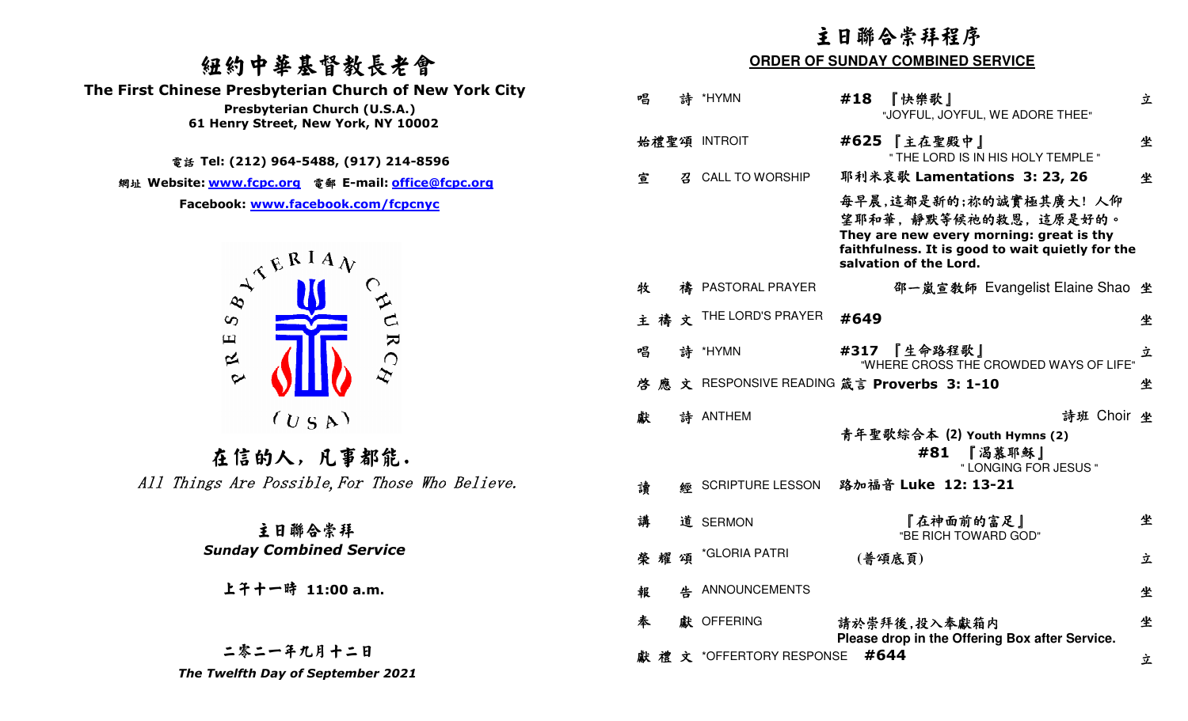# 紐約中華基督教長老會

**The First Chinese Presbyterian Church of New York City**

**Presbyterian Church (U.S.A.)**

**61 Henry Street, New York, NY 10002**

電話 **Tel: (212) 964-5488, (917) 214-8596**

網址 **Website: www.fcpc.org** 電郵 **E-mail: office@fcpc.org**

**Facebook: www.facebook.com/fcpcnyc**

PRESBYTERIAN CHURCH (USA)

## 在信的人，凡事都能.

*All Things Are Possible, For Those Who Believe.*

### 主日聯合崇拜

***Sunday Combined Service***

**上午十一時 11:00 a.m.**

**二零二一年九月十二日**

***The Twelfth Day of September 2021***

# 主日聯合崇拜程序

## ORDER OF SUNDAY COMBINED SERVICE

| | | | |
|---|---|---|---|
| 唱詩 | *HYMN | **#18** 『快樂歌』 "JOYFUL, JOYFUL, WE ADORE THEE" | 立 |
| 始禮聖頌 | INTROIT | **#625** 『主在聖殿中』 " THE LORD IS IN HIS HOLY TEMPLE " | 坐 |
| 宣召 | CALL TO WORSHIP | 耶利米哀歌 **Lamentations 3: 23, 26**<br>每早晨,這都是新的;祢的誠實極其廣大! 人仰望耶和華，靜默等候祂的救恩，這原是好的。<br>**They are new every morning: great is thy faithfulness. It is good to wait quietly for the salvation of the Lord.** | 坐 |
| 牧禱 | PASTORAL PRAYER | 邵一嵐宣教師 Evangelist Elaine Shao | 坐 |
| 主禱文 | THE LORD'S PRAYER | **#649** | 坐 |
| 唱詩 | *HYMN | **#317** 『生命路程歌』 "WHERE CROSS THE CROWDED WAYS OF LIFE" | 立 |
| 啓應文 | RESPONSIVE READING | 箴言 **Proverbs 3: 1-10** | 坐 |
| 獻詩 | ANTHEM | 詩班 Choir<br>青年聖歌綜合本 (2) **Youth Hymns (2)**<br>**#81** 『渴慕耶穌』 " LONGING FOR JESUS " | 坐 |
| 讀經 | SCRIPTURE LESSON | 路加福音 **Luke 12: 13-21** | |
| 講道 | SERMON | 『在神面前的富足』 "BE RICH TOWARD GOD" | 坐 |
| 榮耀頌 | *GLORIA PATRI | (普頌底頁) | 立 |
| 報告 | ANNOUNCEMENTS | | 坐 |
| 奉獻 | OFFERING | 請於崇拜後,投入奉獻箱內<br>**Please drop in the Offering Box after Service.** | 坐 |
| 獻禮文 | *OFFERTORY RESPONSE | **#644** | 立 |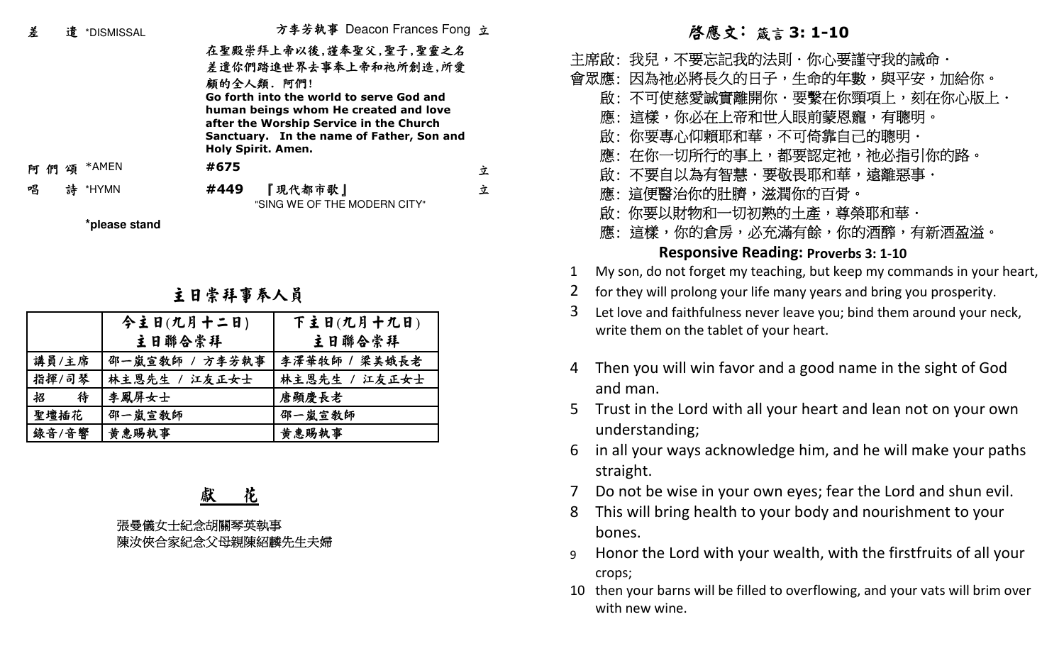差　　遣 *DISMISSAL　　方李芳執事 Deacon Frances Fong 立

在聖殿崇拜上帝以後,謹奉聖父,聖子,聖靈之名差遣你們踏進世界去事奉上帝和祂所創造,所愛顧的全人類. 阿們!

**Go forth into the world to serve God and human beings whom He created and love after the Worship Service in the Church Sanctuary. In the name of Father, Son and Holy Spirit. Amen.**

阿 們 頌 *AMEN　　**#675**　　立

唱　　詩 *HYMN　　**#449**　『現代都市歌』 "SING WE OF THE MODERN CITY"　　立

**\*please stand**

## 主日崇拜事奉人員

| | 今主日(九月十二日) 主日聯合崇拜 | 下主日(九月十九日) 主日聯合崇拜 |
|---|---|---|
| 講員/主席 | 邵一嵐宣教師 / 方李芳執事 | 李澤華牧師 / 梁美娥長老 |
| 指揮/司琴 | 林主恩先生 / 江友正女士 | 林主恩先生 / 江友正女士 |
| 招　　待 | 李鳳屏女士 | 唐顯慶長老 |
| 聖壇插花 | 邵一嵐宣教師 | 邵一嵐宣教師 |
| 錄音/音響 | 黃惠賜執事 | 黃惠賜執事 |

## 獻　花

張曼儀女士紀念胡關琴英執事
陳汝俠合家紀念父母親陳紹麟先生夫婦

## 啟應文: 箴言 3: 1-10

主席啟: 我兒，不要忘記我的法則・你心要謹守我的誡命・
會眾應: 因為祂必將長久的日子，生命的年數，與平安，加給你。
啟: 不可使慈愛誠實離開你・要繫在你頸項上，刻在你心版上・
應: 這樣，你必在上帝和世人眼前蒙恩寵，有聰明。
啟: 你要專心仰賴耶和華，不可倚靠自己的聰明・
應: 在你一切所行的事上，都要認定祂，祂必指引你的路。
啟: 不要自以為有智慧・要敬畏耶和華，遠離惡事・
應: 這便醫治你的肚臍，滋潤你的百骨。
啟: 你要以財物和一切初熟的土產，尊榮耶和華・
應: 這樣，你的倉房，必充滿有餘，你的酒醡，有新酒盈溢。

### Responsive Reading: Proverbs 3: 1-10

1 My son, do not forget my teaching, but keep my commands in your heart,
2 for they will prolong your life many years and bring you prosperity.
3 Let love and faithfulness never leave you; bind them around your neck, write them on the tablet of your heart.
4 Then you will win favor and a good name in the sight of God and man.
5 Trust in the Lord with all your heart and lean not on your own understanding;
6 in all your ways acknowledge him, and he will make your paths straight.
7 Do not be wise in your own eyes; fear the Lord and shun evil.
8 This will bring health to your body and nourishment to your bones.
9 Honor the Lord with your wealth, with the firstfruits of all your crops;
10 then your barns will be filled to overflowing, and your vats will brim over with new wine.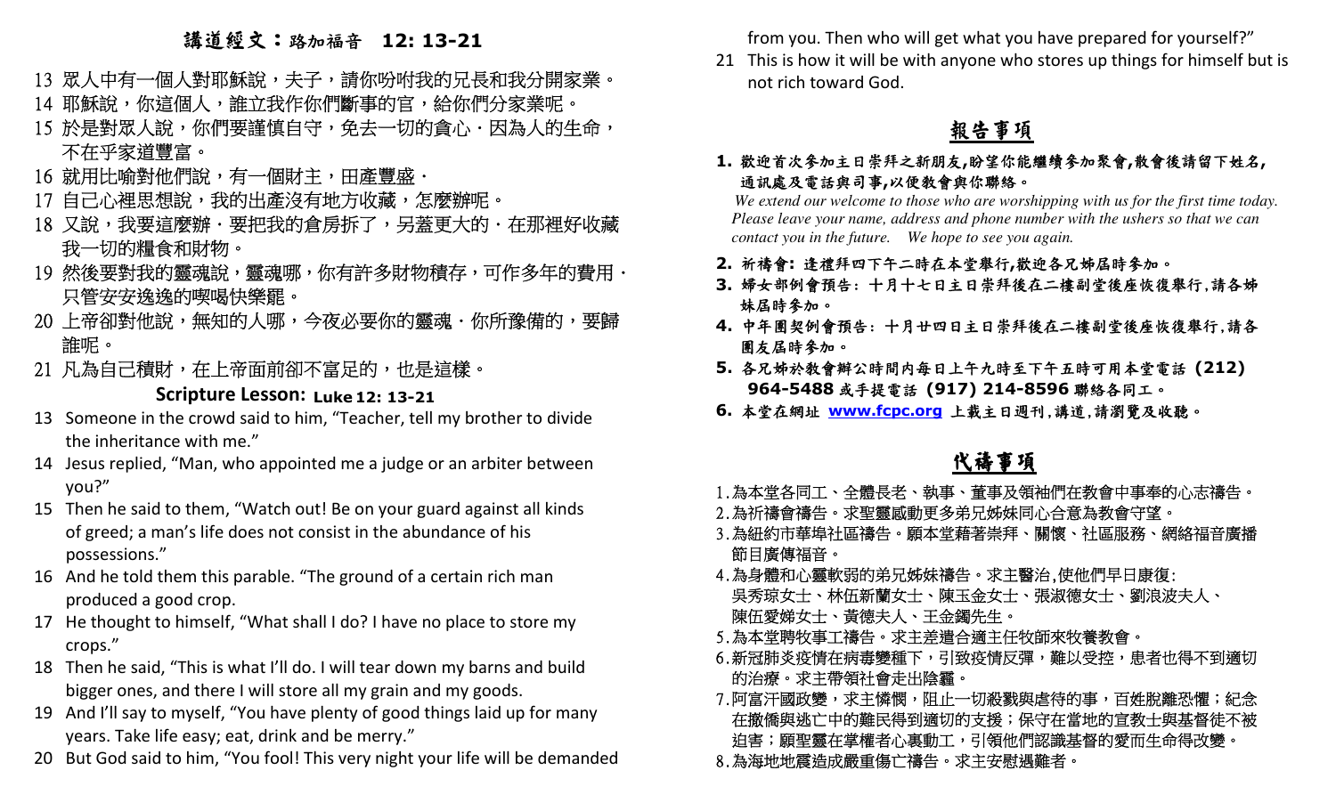## 講道經文：路加福音　12: 13-21

13 眾人中有一個人對耶穌說，夫子，請你吩咐我的兄長和我分開家業。
14 耶穌說，你這個人，誰立我作你們斷事的官，給你們分家業呢。
15 於是對眾人說，你們要謹慎自守，免去一切的貪心・因為人的生命，不在乎家道豐富。
16 就用比喻對他們說，有一個財主，田產豐盛・
17 自己心裡思想說，我的出產沒有地方收藏，怎麼辦呢。
18 又說，我要這麼辦・要把我的倉房拆了，另蓋更大的・在那裡好收藏我一切的糧食和財物。
19 然後要對我的靈魂說，靈魂哪，你有許多財物積存，可作多年的費用・只管安安逸逸的喫喝快樂罷。
20 上帝卻對他說，無知的人哪，今夜必要你的靈魂・你所豫備的，要歸誰呢。
21 凡為自己積財，在上帝面前卻不富足的，也是這樣。

### Scripture Lesson: Luke 12: 13-21

13 Someone in the crowd said to him, "Teacher, tell my brother to divide the inheritance with me."
14 Jesus replied, "Man, who appointed me a judge or an arbiter between you?"
15 Then he said to them, "Watch out! Be on your guard against all kinds of greed; a man's life does not consist in the abundance of his possessions."
16 And he told them this parable. "The ground of a certain rich man produced a good crop.
17 He thought to himself, "What shall I do? I have no place to store my crops."
18 Then he said, "This is what I'll do. I will tear down my barns and build bigger ones, and there I will store all my grain and my goods.
19 And I'll say to myself, "You have plenty of good things laid up for many years. Take life easy; eat, drink and be merry."
20 But God said to him, "You fool! This very night your life will be demanded from you. Then who will get what you have prepared for yourself?"
21 This is how it will be with anyone who stores up things for himself but is not rich toward God.

## 報告事項

**1. 歡迎首次參加主日崇拜之新朋友,盼望你能繼續參加聚會,散會後請留下姓名,通訊處及電話與司事,以便教會與你聯絡。**
*We extend our welcome to those who are worshipping with us for the first time today. Please leave your name, address and phone number with the ushers so that we can contact you in the future. We hope to see you again.*

**2. 祈禱會: 逢禮拜四下午二時在本堂舉行,歡迎各兄姊屆時參加。**

**3. 婦女部例會預告: 十月十七日主日崇拜後在二樓副堂後座恢復舉行,請各姊妹屆時參加。**

**4. 中年團契例會預告: 十月廿四日主日崇拜後在二樓副堂後座恢復舉行,請各團友屆時參加。**

**5. 各兄姊於教會辦公時間內每日上午九時至下午五時可用本堂電話 (212) 964-5488 或手提電話 (917) 214-8596 聯絡各同工。**

**6. 本堂在網址 www.fcpc.org 上載主日週刊,講道,請瀏覽及收聽。**

## 代禱事項

1. 為本堂各同工、全體長老、執事、董事及領袖們在教會中事奉的心志禱告。
2. 為祈禱會禱告。求聖靈感動更多弟兄姊妹同心合意為教會守望。
3. 為紐約市華埠社區禱告。願本堂藉著崇拜、關懷、社區服務、網絡福音廣播節目廣傳福音。
4. 為身體和心靈軟弱的弟兄姊妹禱告。求主醫治,使他們早日康復:
   吳秀琼女士、林伍新蘭女士、陳玉金女士、張淑德女士、劉浪波夫人、陳伍愛娣女士、黃德夫人、王金鐲先生。
5. 為本堂聘牧事工禱告。求主差遣合適主任牧師來牧養教會。
6. 新冠肺炎疫情在病毒變種下，引致疫情反彈，難以受控，患者也得不到適切的治療。求主帶領社會走出陰霾。
7. 阿富汗國政變，求主憐憫，阻止一切殺戮與虐待的事，百姓脫離恐懼；紀念在撤僑與逃亡中的難民得到適切的支援；保守在當地的宣教士與基督徒不被迫害；願聖靈在掌權者心裏動工，引領他們認識基督的愛而生命得改變。
8. 為海地地震造成嚴重傷亡禱告。求主安慰遇難者。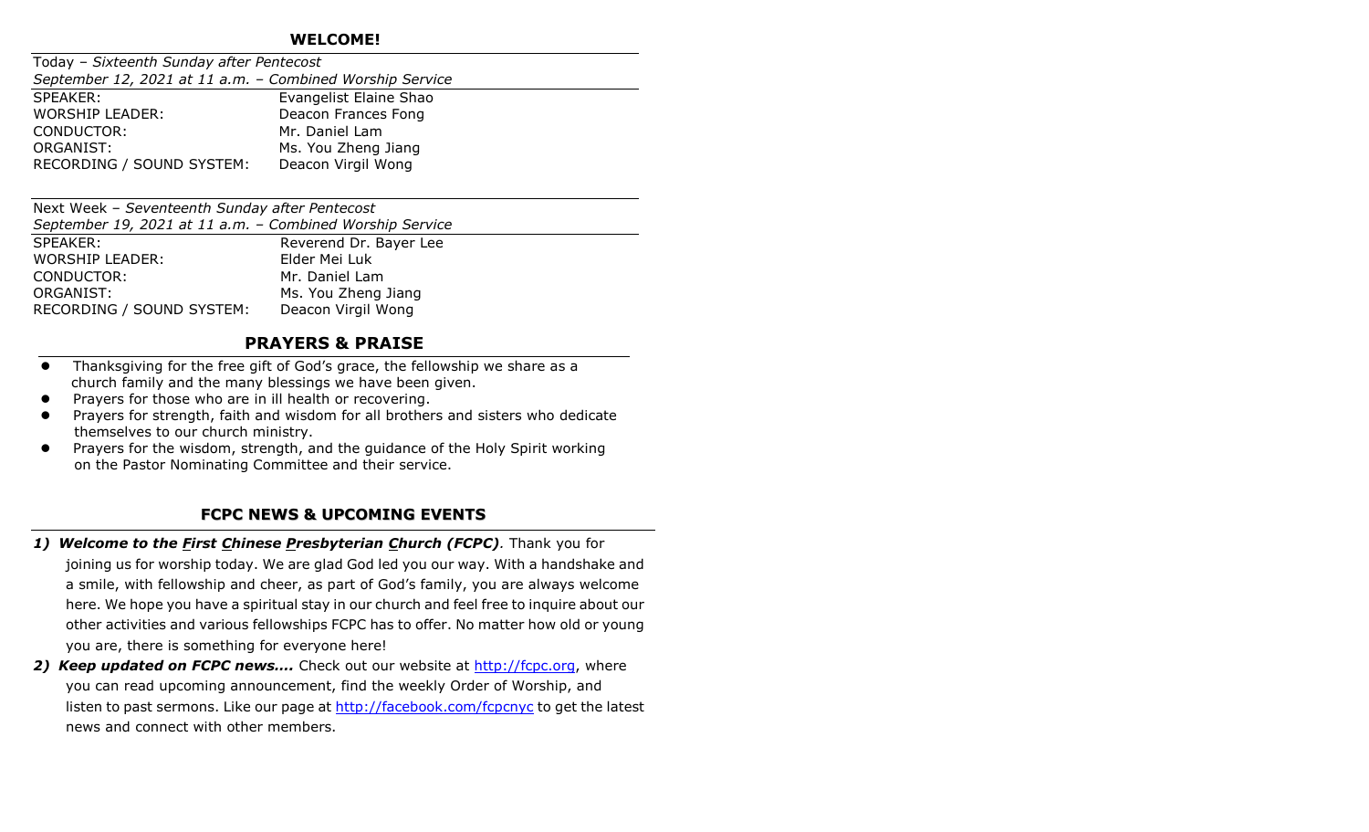## WELCOME!

Today – *Sixteenth Sunday after Pentecost*
*September 12, 2021 at 11 a.m. – Combined Worship Service*

| | |
|---|---|
| SPEAKER: | Evangelist Elaine Shao |
| WORSHIP LEADER: | Deacon Frances Fong |
| CONDUCTOR: | Mr. Daniel Lam |
| ORGANIST: | Ms. You Zheng Jiang |
| RECORDING / SOUND SYSTEM: | Deacon Virgil Wong |

Next Week – *Seventeenth Sunday after Pentecost*
*September 19, 2021 at 11 a.m. – Combined Worship Service*

| | |
|---|---|
| SPEAKER: | Reverend Dr. Bayer Lee |
| WORSHIP LEADER: | Elder Mei Luk |
| CONDUCTOR: | Mr. Daniel Lam |
| ORGANIST: | Ms. You Zheng Jiang |
| RECORDING / SOUND SYSTEM: | Deacon Virgil Wong |

## PRAYERS & PRAISE

- Thanksgiving for the free gift of God's grace, the fellowship we share as a church family and the many blessings we have been given.
- Prayers for those who are in ill health or recovering.
- Prayers for strength, faith and wisdom for all brothers and sisters who dedicate themselves to our church ministry.
- Prayers for the wisdom, strength, and the guidance of the Holy Spirit working on the Pastor Nominating Committee and their service.

## FCPC NEWS & UPCOMING EVENTS

1) ***Welcome to the First Chinese Presbyterian Church (FCPC).*** Thank you for joining us for worship today. We are glad God led you our way. With a handshake and a smile, with fellowship and cheer, as part of God's family, you are always welcome here. We hope you have a spiritual stay in our church and feel free to inquire about our other activities and various fellowships FCPC has to offer. No matter how old or young you are, there is something for everyone here!
2) ***Keep updated on FCPC news….*** Check out our website at http://fcpc.org, where you can read upcoming announcement, find the weekly Order of Worship, and listen to past sermons. Like our page at http://facebook.com/fcpcnyc to get the latest news and connect with other members.